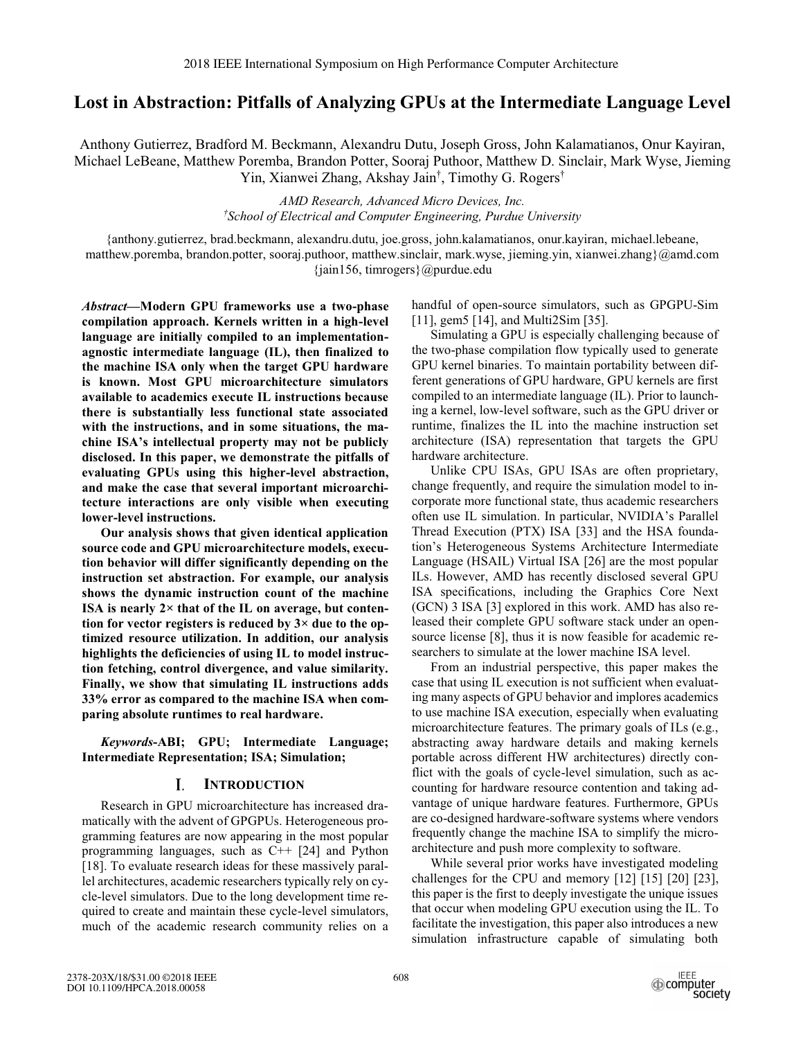# Lost in Abstraction: Pitfalls of Analyzing GPUs at the Intermediate Language Level

Anthony Gutierrez, Bradford M. Beckmann, Alexandru Dutu, Joseph Gross, John Kalamatianos, Onur Kayiran, Michael LeBeane, Matthew Poremba, Brandon Potter, Sooraj Puthoor, Matthew D. Sinclair, Mark Wyse, Jieming Yin, Xianwei Zhang, Akshay Jain[†], Timothy G. Rogers[†]

*AMD Research, Advanced Micro Devices, Inc.*
*[†]School of Electrical and Computer Engineering, Purdue University*

{anthony.gutierrez, brad.beckmann, alexandru.dutu, joe.gross, john.kalamatianos, onur.kayiran, michael.lebeane, matthew.poremba, brandon.potter, sooraj.puthoor, matthew.sinclair, mark.wyse, jieming.yin, xianwei.zhang}@amd.com
{jain156, timrogers}@purdue.edu

***Abstract*—Modern GPU frameworks use a two-phase compilation approach. Kernels written in a high-level language are initially compiled to an implementation-agnostic intermediate language (IL), then finalized to the machine ISA only when the target GPU hardware is known. Most GPU microarchitecture simulators available to academics execute IL instructions because there is substantially less functional state associated with the instructions, and in some situations, the machine ISA's intellectual property may not be publicly disclosed. In this paper, we demonstrate the pitfalls of evaluating GPUs using this higher-level abstraction, and make the case that several important microarchitecture interactions are only visible when executing lower-level instructions.**

**Our analysis shows that given identical application source code and GPU microarchitecture models, execution behavior will differ significantly depending on the instruction set abstraction. For example, our analysis shows the dynamic instruction count of the machine ISA is nearly 2× that of the IL on average, but contention for vector registers is reduced by 3× due to the optimized resource utilization. In addition, our analysis highlights the deficiencies of using IL to model instruction fetching, control divergence, and value similarity. Finally, we show that simulating IL instructions adds 33% error as compared to the machine ISA when comparing absolute runtimes to real hardware.**

***Keywords*-ABI; GPU; Intermediate Language; Intermediate Representation; ISA; Simulation;**

## I. Introduction

Research in GPU microarchitecture has increased dramatically with the advent of GPGPUs. Heterogeneous programming features are now appearing in the most popular programming languages, such as C++ [24] and Python [18]. To evaluate research ideas for these massively parallel architectures, academic researchers typically rely on cycle-level simulators. Due to the long development time required to create and maintain these cycle-level simulators, much of the academic research community relies on a handful of open-source simulators, such as GPGPU-Sim [11], gem5 [14], and Multi2Sim [35].

Simulating a GPU is especially challenging because of the two-phase compilation flow typically used to generate GPU kernel binaries. To maintain portability between different generations of GPU hardware, GPU kernels are first compiled to an intermediate language (IL). Prior to launching a kernel, low-level software, such as the GPU driver or runtime, finalizes the IL into the machine instruction set architecture (ISA) representation that targets the GPU hardware architecture.

Unlike CPU ISAs, GPU ISAs are often proprietary, change frequently, and require the simulation model to incorporate more functional state, thus academic researchers often use IL simulation. In particular, NVIDIA's Parallel Thread Execution (PTX) ISA [33] and the HSA foundation's Heterogeneous Systems Architecture Intermediate Language (HSAIL) Virtual ISA [26] are the most popular ILs. However, AMD has recently disclosed several GPU ISA specifications, including the Graphics Core Next (GCN) 3 ISA [3] explored in this work. AMD has also released their complete GPU software stack under an open-source license [8], thus it is now feasible for academic researchers to simulate at the lower machine ISA level.

From an industrial perspective, this paper makes the case that using IL execution is not sufficient when evaluating many aspects of GPU behavior and implores academics to use machine ISA execution, especially when evaluating microarchitecture features. The primary goals of ILs (e.g., abstracting away hardware details and making kernels portable across different HW architectures) directly conflict with the goals of cycle-level simulation, such as accounting for hardware resource contention and taking advantage of unique hardware features. Furthermore, GPUs are co-designed hardware-software systems where vendors frequently change the machine ISA to simplify the microarchitecture and push more complexity to software.

While several prior works have investigated modeling challenges for the CPU and memory [12] [15] [20] [23], this paper is the first to deeply investigate the unique issues that occur when modeling GPU execution using the IL. To facilitate the investigation, this paper also introduces a new simulation infrastructure capable of simulating both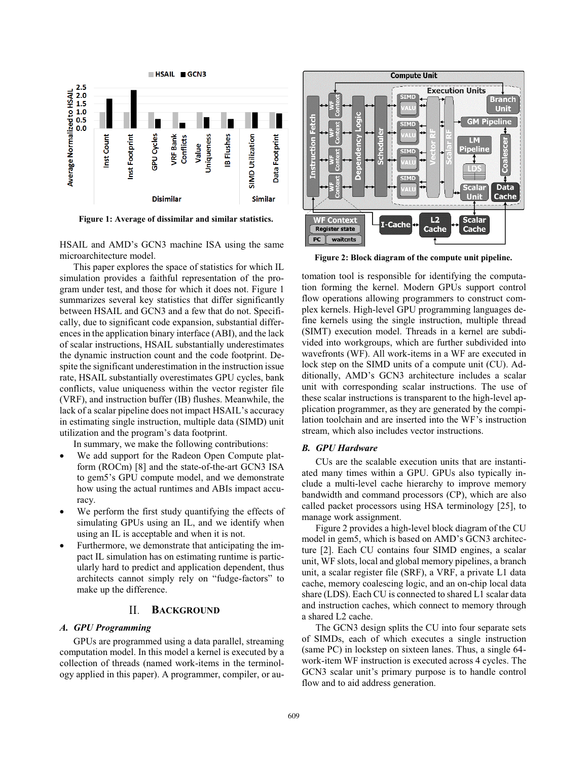Figure 1: Average of dissimilar and similar statistics.

HSAIL and AMD's GCN3 machine ISA using the same microarchitecture model.

This paper explores the space of statistics for which IL simulation provides a faithful representation of the program under test, and those for which it does not. Figure 1 summarizes several key statistics that differ significantly between HSAIL and GCN3 and a few that do not. Specifically, due to significant code expansion, substantial differences in the application binary interface (ABI), and the lack of scalar instructions, HSAIL underestimates the dynamic instruction count and the code footprint. Despite the significant underestimation in the instruction issue rate, HSAIL substantially overestimates GPU cycles, bank conflicts, value uniqueness within the vector register file (VRF), and instruction buffer (IB) flushes. Meanwhile, the lack of a scalar pipeline does not impact HSAIL's accuracy in estimating single instruction, multiple data (SIMD) unit utilization and the program's data footprint.

In summary, we make the following contributions:

- We add support for the Radeon Open Compute platform (ROCm) [8] and the state-of-the-art GCN3 ISA to gem5's GPU compute model, and we demonstrate how using the actual runtimes and ABIs impact accuracy.
- We perform the first study quantifying the effects of simulating GPUs using an IL, and we identify when using an IL is acceptable and when it is not.
- Furthermore, we demonstrate that anticipating the impact IL simulation has on estimating runtime is particularly hard to predict and application dependent, thus architects cannot simply rely on "fudge-factors" to make up the difference.

## II. Background

### A. GPU Programming

GPUs are programmed using a data parallel, streaming computation model. In this model a kernel is executed by a collection of threads (named work-items in the terminology applied in this paper). A programmer, compiler, or automation tool is responsible for identifying the computation forming the kernel. Modern GPUs support control flow operations allowing programmers to construct complex kernels. High-level GPU programming languages define kernels using the single instruction, multiple thread (SIMT) execution model. Threads in a kernel are subdivided into workgroups, which are further subdivided into wavefronts (WF). All work-items in a WF are executed in lock step on the SIMD units of a compute unit (CU). Additionally, AMD's GCN3 architecture includes a scalar unit with corresponding scalar instructions. The use of these scalar instructions is transparent to the high-level application programmer, as they are generated by the compilation toolchain and are inserted into the WF's instruction stream, which also includes vector instructions.

Figure 2: Block diagram of the compute unit pipeline.

### B. GPU Hardware

CUs are the scalable execution units that are instantiated many times within a GPU. GPUs also typically include a multi-level cache hierarchy to improve memory bandwidth and command processors (CP), which are also called packet processors using HSA terminology [25], to manage work assignment.

Figure 2 provides a high-level block diagram of the CU model in gem5, which is based on AMD's GCN3 architecture [2]. Each CU contains four SIMD engines, a scalar unit, WF slots, local and global memory pipelines, a branch unit, a scalar register file (SRF), a VRF, a private L1 data cache, memory coalescing logic, and an on-chip local data share (LDS). Each CU is connected to shared L1 scalar data and instruction caches, which connect to memory through a shared L2 cache.

The GCN3 design splits the CU into four separate sets of SIMDs, each of which executes a single instruction (same PC) in lockstep on sixteen lanes. Thus, a single 64-work-item WF instruction is executed across 4 cycles. The GCN3 scalar unit's primary purpose is to handle control flow and to aid address generation.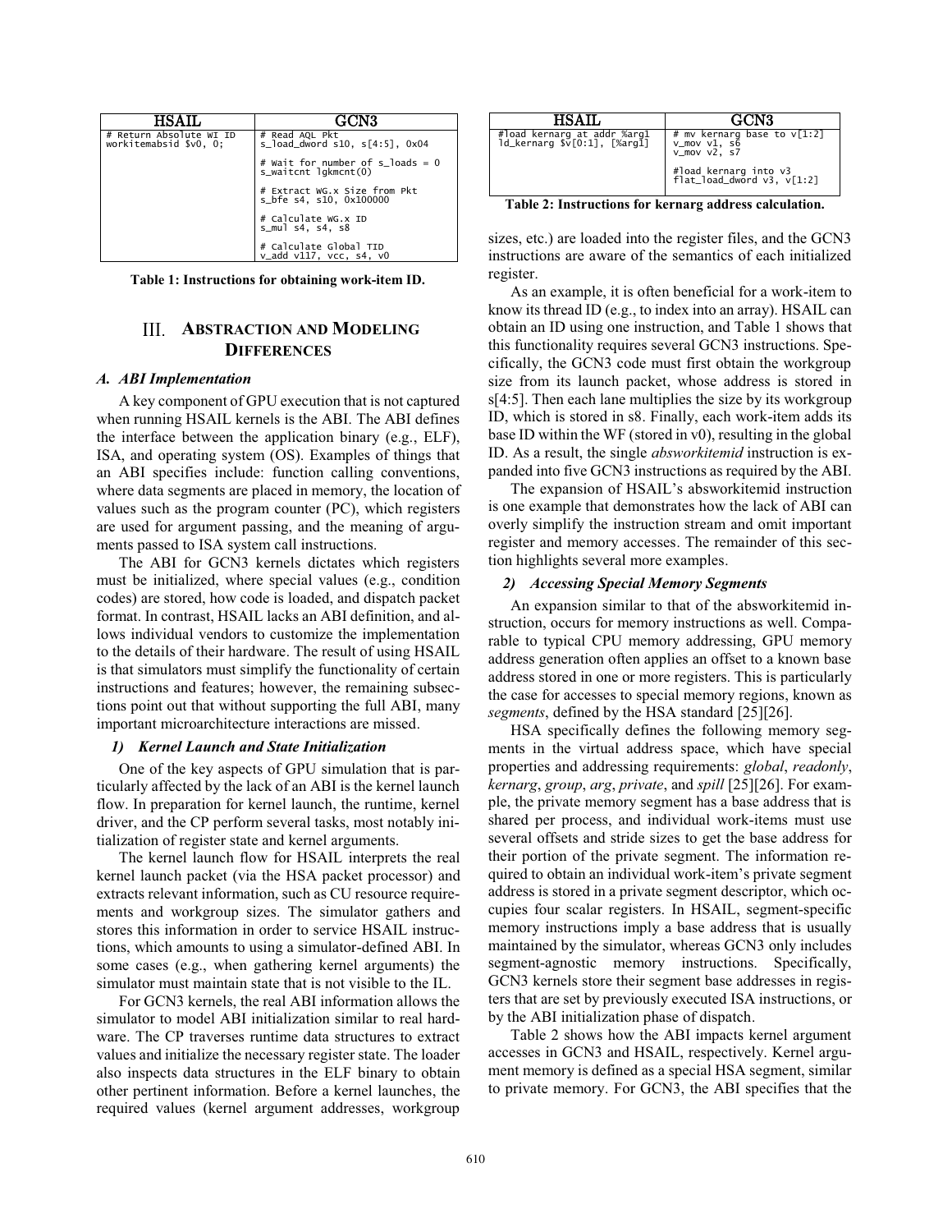| HSAIL | GCN3 |
|---|---|
| # Return Absolute WI ID<br>workitemabsid $v0, 0; | # Read AQL Pkt<br>s_load_dword s10, s[4:5], 0x04<br><br># Wait for number of s_loads = 0<br>s_waitcnt lgkmcnt(0)<br><br># Extract WG.x Size from Pkt<br>s_bfe s4, s10, 0x100000<br><br># Calculate WG.x ID<br>s_mul s4, s4, s8<br><br># Calculate Global TID<br>v_add v117, vcc, s4, v0 |

**Table 1: Instructions for obtaining work-item ID.**

## III. Abstraction and Modeling Differences

### *A. ABI Implementation*

A key component of GPU execution that is not captured when running HSAIL kernels is the ABI. The ABI defines the interface between the application binary (e.g., ELF), ISA, and operating system (OS). Examples of things that an ABI specifies include: function calling conventions, where data segments are placed in memory, the location of values such as the program counter (PC), which registers are used for argument passing, and the meaning of arguments passed to ISA system call instructions.

The ABI for GCN3 kernels dictates which registers must be initialized, where special values (e.g., condition codes) are stored, how code is loaded, and dispatch packet format. In contrast, HSAIL lacks an ABI definition, and allows individual vendors to customize the implementation to the details of their hardware. The result of using HSAIL is that simulators must simplify the functionality of certain instructions and features; however, the remaining subsections point out that without supporting the full ABI, many important microarchitecture interactions are missed.

#### *1) Kernel Launch and State Initialization*

One of the key aspects of GPU simulation that is particularly affected by the lack of an ABI is the kernel launch flow. In preparation for kernel launch, the runtime, kernel driver, and the CP perform several tasks, most notably initialization of register state and kernel arguments.

The kernel launch flow for HSAIL interprets the real kernel launch packet (via the HSA packet processor) and extracts relevant information, such as CU resource requirements and workgroup sizes. The simulator gathers and stores this information in order to service HSAIL instructions, which amounts to using a simulator-defined ABI. In some cases (e.g., when gathering kernel arguments) the simulator must maintain state that is not visible to the IL.

For GCN3 kernels, the real ABI information allows the simulator to model ABI initialization similar to real hardware. The CP traverses runtime data structures to extract values and initialize the necessary register state. The loader also inspects data structures in the ELF binary to obtain other pertinent information. Before a kernel launches, the required values (kernel argument addresses, workgroup sizes, etc.) are loaded into the register files, and the GCN3 instructions are aware of the semantics of each initialized register.

| HSAIL | GCN3 |
|---|---|
| #load kernarg at addr %arg1<br>ld_kernarg $v[0:1], [%arg1] | # mv kernarg base to v[1:2]<br>v_mov v1, s6<br>v_mov v2, s7<br><br>#load kernarg into v3<br>flat_load_dword v3, v[1:2] |

**Table 2: Instructions for kernarg address calculation.**

As an example, it is often beneficial for a work-item to know its thread ID (e.g., to index into an array). HSAIL can obtain an ID using one instruction, and Table 1 shows that this functionality requires several GCN3 instructions. Specifically, the GCN3 code must first obtain the workgroup size from its launch packet, whose address is stored in s[4:5]. Then each lane multiplies the size by its workgroup ID, which is stored in s8. Finally, each work-item adds its base ID within the WF (stored in v0), resulting in the global ID. As a result, the single *absworkitemid* instruction is expanded into five GCN3 instructions as required by the ABI.

The expansion of HSAIL's absworkitemid instruction is one example that demonstrates how the lack of ABI can overly simplify the instruction stream and omit important register and memory accesses. The remainder of this section highlights several more examples.

#### *2) Accessing Special Memory Segments*

An expansion similar to that of the absworkitemid instruction, occurs for memory instructions as well. Comparable to typical CPU memory addressing, GPU memory address generation often applies an offset to a known base address stored in one or more registers. This is particularly the case for accesses to special memory regions, known as *segments*, defined by the HSA standard [25][26].

HSA specifically defines the following memory segments in the virtual address space, which have special properties and addressing requirements: *global*, *readonly*, *kernarg*, *group*, *arg*, *private*, and *spill* [25][26]. For example, the private memory segment has a base address that is shared per process, and individual work-items must use several offsets and stride sizes to get the base address for their portion of the private segment. The information required to obtain an individual work-item's private segment address is stored in a private segment descriptor, which occupies four scalar registers. In HSAIL, segment-specific memory instructions imply a base address that is usually maintained by the simulator, whereas GCN3 only includes segment-agnostic memory instructions. Specifically, GCN3 kernels store their segment base addresses in registers that are set by previously executed ISA instructions, or by the ABI initialization phase of dispatch.

Table 2 shows how the ABI impacts kernel argument accesses in GCN3 and HSAIL, respectively. Kernel argument memory is defined as a special HSA segment, similar to private memory. For GCN3, the ABI specifies that the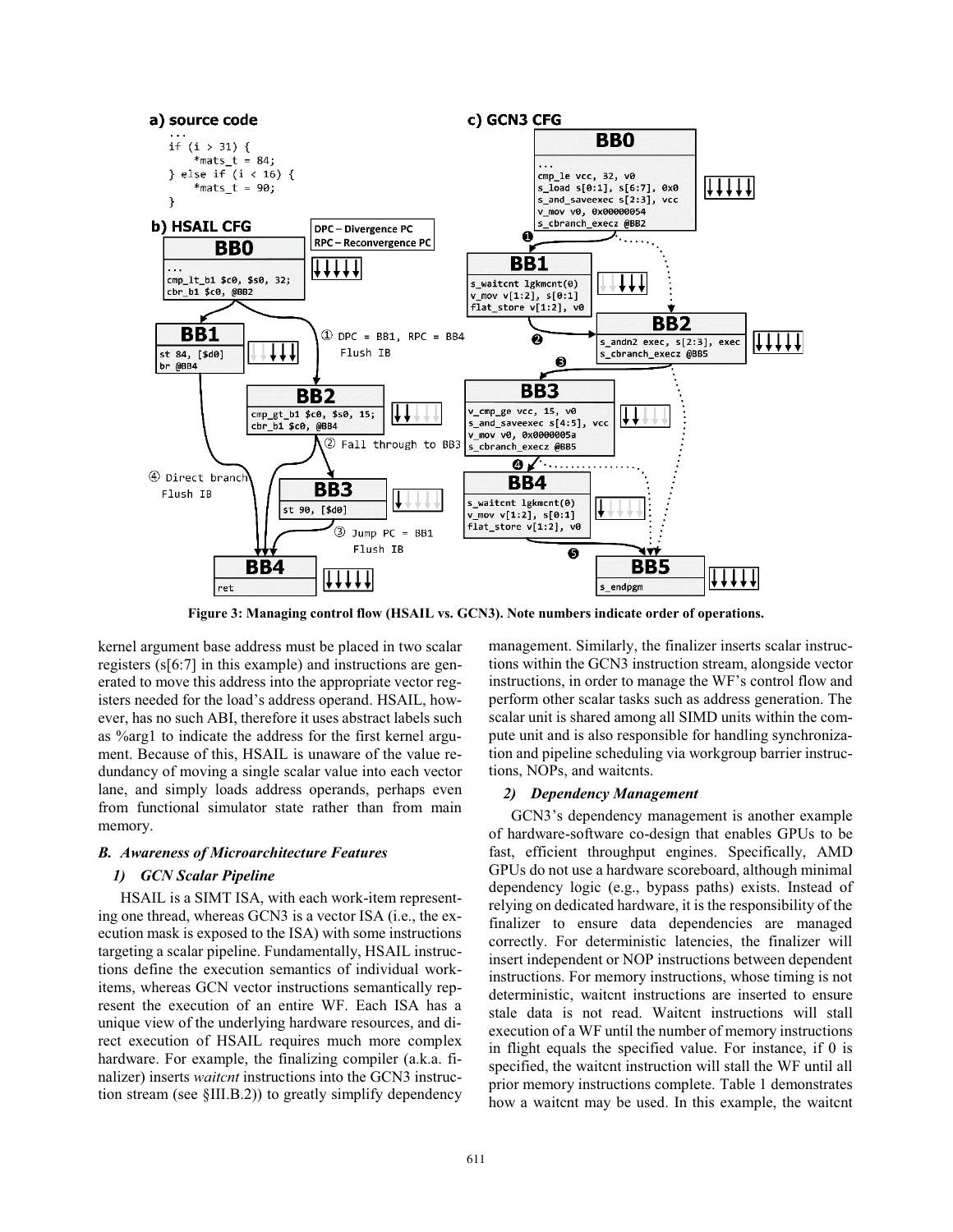**Figure 3: Managing control flow (HSAIL vs. GCN3). Note numbers indicate order of operations.**

kernel argument base address must be placed in two scalar registers (s[6:7] in this example) and instructions are generated to move this address into the appropriate vector registers needed for the load's address operand. HSAIL, however, has no such ABI, therefore it uses abstract labels such as %arg1 to indicate the address for the first kernel argument. Because of this, HSAIL is unaware of the value redundancy of moving a single scalar value into each vector lane, and simply loads address operands, perhaps even from functional simulator state rather than from main memory.

### B. Awareness of Microarchitecture Features

#### 1) GCN Scalar Pipeline

HSAIL is a SIMT ISA, with each work-item representing one thread, whereas GCN3 is a vector ISA (i.e., the execution mask is exposed to the ISA) with some instructions targeting a scalar pipeline. Fundamentally, HSAIL instructions define the execution semantics of individual work-items, whereas GCN vector instructions semantically represent the execution of an entire WF. Each ISA has a unique view of the underlying hardware resources, and direct execution of HSAIL requires much more complex hardware. For example, the finalizing compiler (a.k.a. finalizer) inserts *waitcnt* instructions into the GCN3 instruction stream (see §III.B.2)) to greatly simplify dependency management. Similarly, the finalizer inserts scalar instructions within the GCN3 instruction stream, alongside vector instructions, in order to manage the WF's control flow and perform other scalar tasks such as address generation. The scalar unit is shared among all SIMD units within the compute unit and is also responsible for handling synchronization and pipeline scheduling via workgroup barrier instructions, NOPs, and waitcnts.

#### 2) Dependency Management

GCN3's dependency management is another example of hardware-software co-design that enables GPUs to be fast, efficient throughput engines. Specifically, AMD GPUs do not use a hardware scoreboard, although minimal dependency logic (e.g., bypass paths) exists. Instead of relying on dedicated hardware, it is the responsibility of the finalizer to ensure data dependencies are managed correctly. For deterministic latencies, the finalizer will insert independent or NOP instructions between dependent instructions. For memory instructions, whose timing is not deterministic, waitcnt instructions are inserted to ensure stale data is not read. Waitcnt instructions will stall execution of a WF until the number of memory instructions in flight equals the specified value. For instance, if 0 is specified, the waitcnt instruction will stall the WF until all prior memory instructions complete. Table 1 demonstrates how a waitcnt may be used. In this example, the waitcnt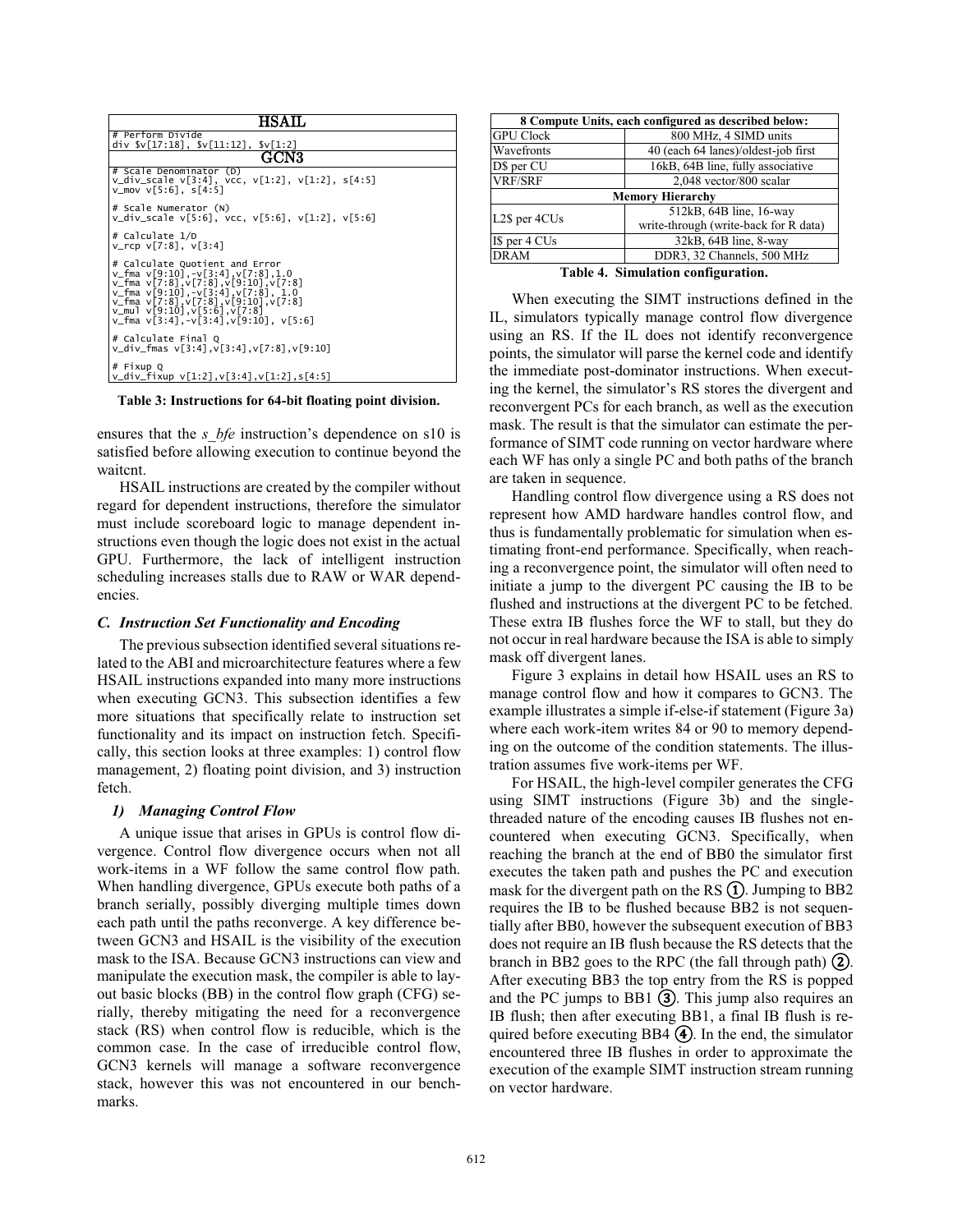**HSAIL**

```
# Perform Divide
div $v[17:18], $v[11:12], $v[1:2]
```

**GCN3**

```
# Scale Denominator (D)
v_div_scale v[3:4], vcc, v[1:2], v[1:2], s[4:5]
v_mov v[5:6], s[4:5]

# Scale Numerator (N)
v_div_scale v[5:6], vcc, v[5:6], v[1:2], v[5:6]

# Calculate 1/D
v_rcp v[7:8], v[3:4]

# Calculate Quotient and Error
v_fma v[9:10],-v[3:4],v[7:8],1.0
v_fma v[7:8],v[7:8],v[9:10],v[7:8]
v_fma v[9:10],-v[3:4],v[7:8], 1.0
v_fma v[7:8],v[7:8],v[9:10],v[7:8]
v_mul v[9:10],v[5:6],v[7:8]
v_fma v[3:4],-v[3:4],v[9:10], v[5:6]

# Calculate Final Q
v_div_fmas v[3:4],v[3:4],v[7:8],v[9:10]

# Fixup Q
v_div_fixup v[1:2],v[3:4],v[1:2],s[4:5]
```

**Table 3: Instructions for 64-bit floating point division.**

ensures that the *s_bfe* instruction's dependence on s10 is satisfied before allowing execution to continue beyond the waitcnt.

HSAIL instructions are created by the compiler without regard for dependent instructions, therefore the simulator must include scoreboard logic to manage dependent instructions even though the logic does not exist in the actual GPU. Furthermore, the lack of intelligent instruction scheduling increases stalls due to RAW or WAR dependencies.

### *C. Instruction Set Functionality and Encoding*

The previous subsection identified several situations related to the ABI and microarchitecture features where a few HSAIL instructions expanded into many more instructions when executing GCN3. This subsection identifies a few more situations that specifically relate to instruction set functionality and its impact on instruction fetch. Specifically, this section looks at three examples: 1) control flow management, 2) floating point division, and 3) instruction fetch.

#### *1) Managing Control Flow*

A unique issue that arises in GPUs is control flow divergence. Control flow divergence occurs when not all work-items in a WF follow the same control flow path. When handling divergence, GPUs execute both paths of a branch serially, possibly diverging multiple times down each path until the paths reconverge. A key difference between GCN3 and HSAIL is the visibility of the execution mask to the ISA. Because GCN3 instructions can view and manipulate the execution mask, the compiler is able to layout basic blocks (BB) in the control flow graph (CFG) serially, thereby mitigating the need for a reconvergence stack (RS) when control flow is reducible, which is the common case. In the case of irreducible control flow, GCN3 kernels will manage a software reconvergence stack, however this was not encountered in our benchmarks.

| 8 Compute Units, each configured as described below: | |
|---|---|
| GPU Clock | 800 MHz, 4 SIMD units |
| Wavefronts | 40 (each 64 lanes)/oldest-job first |
| D$ per CU | 16kB, 64B line, fully associative |
| VRF/SRF | 2,048 vector/800 scalar |
| **Memory Hierarchy** | |
| L2$ per 4CUs | 512kB, 64B line, 16-way write-through (write-back for R data) |
| I$ per 4 CUs | 32kB, 64B line, 8-way |
| DRAM | DDR3, 32 Channels, 500 MHz |

**Table 4. Simulation configuration.**

When executing the SIMT instructions defined in the IL, simulators typically manage control flow divergence using an RS. If the IL does not identify reconvergence points, the simulator will parse the kernel code and identify the immediate post-dominator instructions. When executing the kernel, the simulator's RS stores the divergent and reconvergent PCs for each branch, as well as the execution mask. The result is that the simulator can estimate the performance of SIMT code running on vector hardware where each WF has only a single PC and both paths of the branch are taken in sequence.

Handling control flow divergence using a RS does not represent how AMD hardware handles control flow, and thus is fundamentally problematic for simulation when estimating front-end performance. Specifically, when reaching a reconvergence point, the simulator will often need to initiate a jump to the divergent PC causing the IB to be flushed and instructions at the divergent PC to be fetched. These extra IB flushes force the WF to stall, but they do not occur in real hardware because the ISA is able to simply mask off divergent lanes.

Figure 3 explains in detail how HSAIL uses an RS to manage control flow and how it compares to GCN3. The example illustrates a simple if-else-if statement (Figure 3a) where each work-item writes 84 or 90 to memory depending on the outcome of the condition statements. The illustration assumes five work-items per WF.

For HSAIL, the high-level compiler generates the CFG using SIMT instructions (Figure 3b) and the single-threaded nature of the encoding causes IB flushes not encountered when executing GCN3. Specifically, when reaching the branch at the end of BB0 the simulator first executes the taken path and pushes the PC and execution mask for the divergent path on the RS ①. Jumping to BB2 requires the IB to be flushed because BB2 is not sequentially after BB0, however the subsequent execution of BB3 does not require an IB flush because the RS detects that the branch in BB2 goes to the RPC (the fall through path) ②. After executing BB3 the top entry from the RS is popped and the PC jumps to BB1 ③. This jump also requires an IB flush; then after executing BB1, a final IB flush is required before executing BB4 ④. In the end, the simulator encountered three IB flushes in order to approximate the execution of the example SIMT instruction stream running on vector hardware.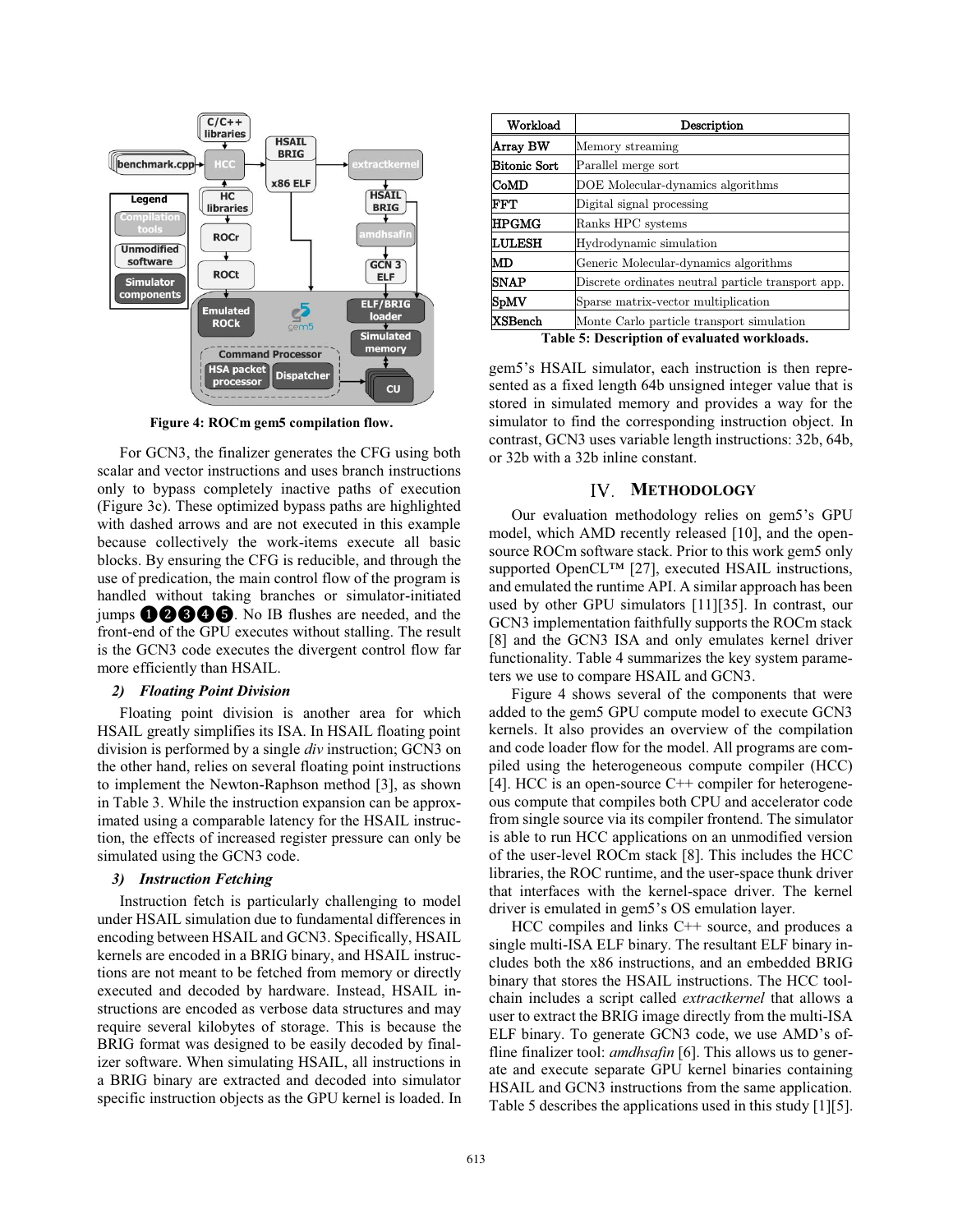Figure 4: ROCm gem5 compilation flow.

For GCN3, the finalizer generates the CFG using both scalar and vector instructions and uses branch instructions only to bypass completely inactive paths of execution (Figure 3c). These optimized bypass paths are highlighted with dashed arrows and are not executed in this example because collectively the work-items execute all basic blocks. By ensuring the CFG is reducible, and through the use of predication, the main control flow of the program is handled without taking branches or simulator-initiated jumps ❶❷❸❹❺. No IB flushes are needed, and the front-end of the GPU executes without stalling. The result is the GCN3 code executes the divergent control flow far more efficiently than HSAIL.

### 2) *Floating Point Division*

Floating point division is another area for which HSAIL greatly simplifies its ISA. In HSAIL floating point division is performed by a single *div* instruction; GCN3 on the other hand, relies on several floating point instructions to implement the Newton-Raphson method [3], as shown in Table 3. While the instruction expansion can be approximated using a comparable latency for the HSAIL instruction, the effects of increased register pressure can only be simulated using the GCN3 code.

### 3) *Instruction Fetching*

Instruction fetch is particularly challenging to model under HSAIL simulation due to fundamental differences in encoding between HSAIL and GCN3. Specifically, HSAIL kernels are encoded in a BRIG binary, and HSAIL instructions are not meant to be fetched from memory or directly executed and decoded by hardware. Instead, HSAIL instructions are encoded as verbose data structures and may require several kilobytes of storage. This is because the BRIG format was designed to be easily decoded by finalizer software. When simulating HSAIL, all instructions in a BRIG binary are extracted and decoded into simulator specific instruction objects as the GPU kernel is loaded. In gem5's HSAIL simulator, each instruction is then represented as a fixed length 64b unsigned integer value that is stored in simulated memory and provides a way for the simulator to find the corresponding instruction object. In contrast, GCN3 uses variable length instructions: 32b, 64b, or 32b with a 32b inline constant.

| Workload | Description |
|---|---|
| Array BW | Memory streaming |
| Bitonic Sort | Parallel merge sort |
| CoMD | DOE Molecular-dynamics algorithms |
| FFT | Digital signal processing |
| HPGMG | Ranks HPC systems |
| LULESH | Hydrodynamic simulation |
| MD | Generic Molecular-dynamics algorithms |
| SNAP | Discrete ordinates neutral particle transport app. |
| SpMV | Sparse matrix-vector multiplication |
| XSBench | Monte Carlo particle transport simulation |

Table 5: Description of evaluated workloads.

## IV. Methodology

Our evaluation methodology relies on gem5's GPU model, which AMD recently released [10], and the open-source ROCm software stack. Prior to this work gem5 only supported OpenCL™ [27], executed HSAIL instructions, and emulated the runtime API. A similar approach has been used by other GPU simulators [11][35]. In contrast, our GCN3 implementation faithfully supports the ROCm stack [8] and the GCN3 ISA and only emulates kernel driver functionality. Table 4 summarizes the key system parameters we use to compare HSAIL and GCN3.

Figure 4 shows several of the components that were added to the gem5 GPU compute model to execute GCN3 kernels. It also provides an overview of the compilation and code loader flow for the model. All programs are compiled using the heterogeneous compute compiler (HCC) [4]. HCC is an open-source C++ compiler for heterogeneous compute that compiles both CPU and accelerator code from single source via its compiler frontend. The simulator is able to run HCC applications on an unmodified version of the user-level ROCm stack [8]. This includes the HCC libraries, the ROC runtime, and the user-space thunk driver that interfaces with the kernel-space driver. The kernel driver is emulated in gem5's OS emulation layer.

HCC compiles and links C++ source, and produces a single multi-ISA ELF binary. The resultant ELF binary includes both the x86 instructions, and an embedded BRIG binary that stores the HSAIL instructions. The HCC toolchain includes a script called *extractkernel* that allows a user to extract the BRIG image directly from the multi-ISA ELF binary. To generate GCN3 code, we use AMD's offline finalizer tool: *amdhsafin* [6]. This allows us to generate and execute separate GPU kernel binaries containing HSAIL and GCN3 instructions from the same application. Table 5 describes the applications used in this study [1][5].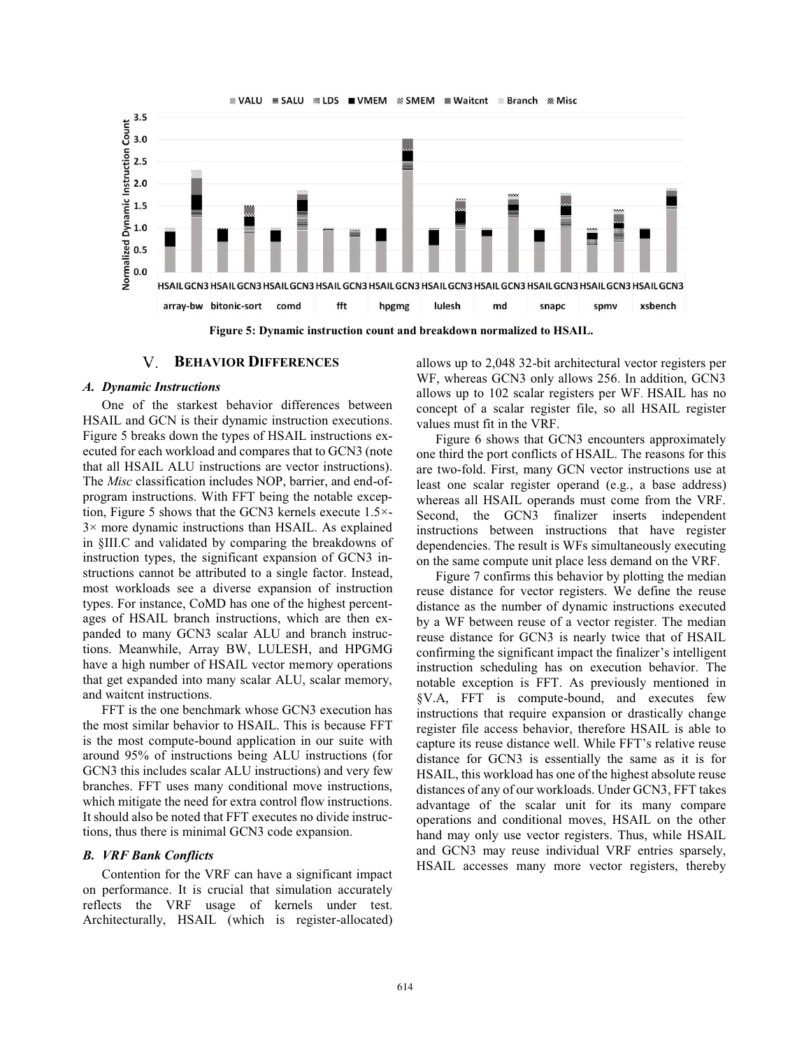Figure 5: Dynamic instruction count and breakdown normalized to HSAIL.

## V. Behavior Differences

### A. Dynamic Instructions

One of the starkest behavior differences between HSAIL and GCN is their dynamic instruction executions. Figure 5 breaks down the types of HSAIL instructions executed for each workload and compares that to GCN3 (note that all HSAIL ALU instructions are vector instructions). The *Misc* classification includes NOP, barrier, and end-of-program instructions. With FFT being the notable exception, Figure 5 shows that the GCN3 kernels execute 1.5×-3× more dynamic instructions than HSAIL. As explained in §III.C and validated by comparing the breakdowns of instruction types, the significant expansion of GCN3 instructions cannot be attributed to a single factor. Instead, most workloads see a diverse expansion of instruction types. For instance, CoMD has one of the highest percentages of HSAIL branch instructions, which are then expanded to many GCN3 scalar ALU and branch instructions. Meanwhile, Array BW, LULESH, and HPGMG have a high number of HSAIL vector memory operations that get expanded into many scalar ALU, scalar memory, and waitcnt instructions.

FFT is the one benchmark whose GCN3 execution has the most similar behavior to HSAIL. This is because FFT is the most compute-bound application in our suite with around 95% of instructions being ALU instructions (for GCN3 this includes scalar ALU instructions) and very few branches. FFT uses many conditional move instructions, which mitigate the need for extra control flow instructions. It should also be noted that FFT executes no divide instructions, thus there is minimal GCN3 code expansion.

### B. VRF Bank Conflicts

Contention for the VRF can have a significant impact on performance. It is crucial that simulation accurately reflects the VRF usage of kernels under test. Architecturally, HSAIL (which is register-allocated) allows up to 2,048 32-bit architectural vector registers per WF, whereas GCN3 only allows 256. In addition, GCN3 allows up to 102 scalar registers per WF. HSAIL has no concept of a scalar register file, so all HSAIL register values must fit in the VRF.

Figure 6 shows that GCN3 encounters approximately one third the port conflicts of HSAIL. The reasons for this are two-fold. First, many GCN vector instructions use at least one scalar register operand (e.g., a base address) whereas all HSAIL operands must come from the VRF. Second, the GCN3 finalizer inserts independent instructions between instructions that have register dependencies. The result is WFs simultaneously executing on the same compute unit place less demand on the VRF.

Figure 7 confirms this behavior by plotting the median reuse distance for vector registers. We define the reuse distance as the number of dynamic instructions executed by a WF between reuse of a vector register. The median reuse distance for GCN3 is nearly twice that of HSAIL confirming the significant impact the finalizer's intelligent instruction scheduling has on execution behavior. The notable exception is FFT. As previously mentioned in §V.A, FFT is compute-bound, and executes few instructions that require expansion or drastically change register file access behavior, therefore HSAIL is able to capture its reuse distance well. While FFT's relative reuse distance for GCN3 is essentially the same as it is for HSAIL, this workload has one of the highest absolute reuse distances of any of our workloads. Under GCN3, FFT takes advantage of the scalar unit for its many compare operations and conditional moves, HSAIL on the other hand may only use vector registers. Thus, while HSAIL and GCN3 may reuse individual VRF entries sparsely, HSAIL accesses many more vector registers, thereby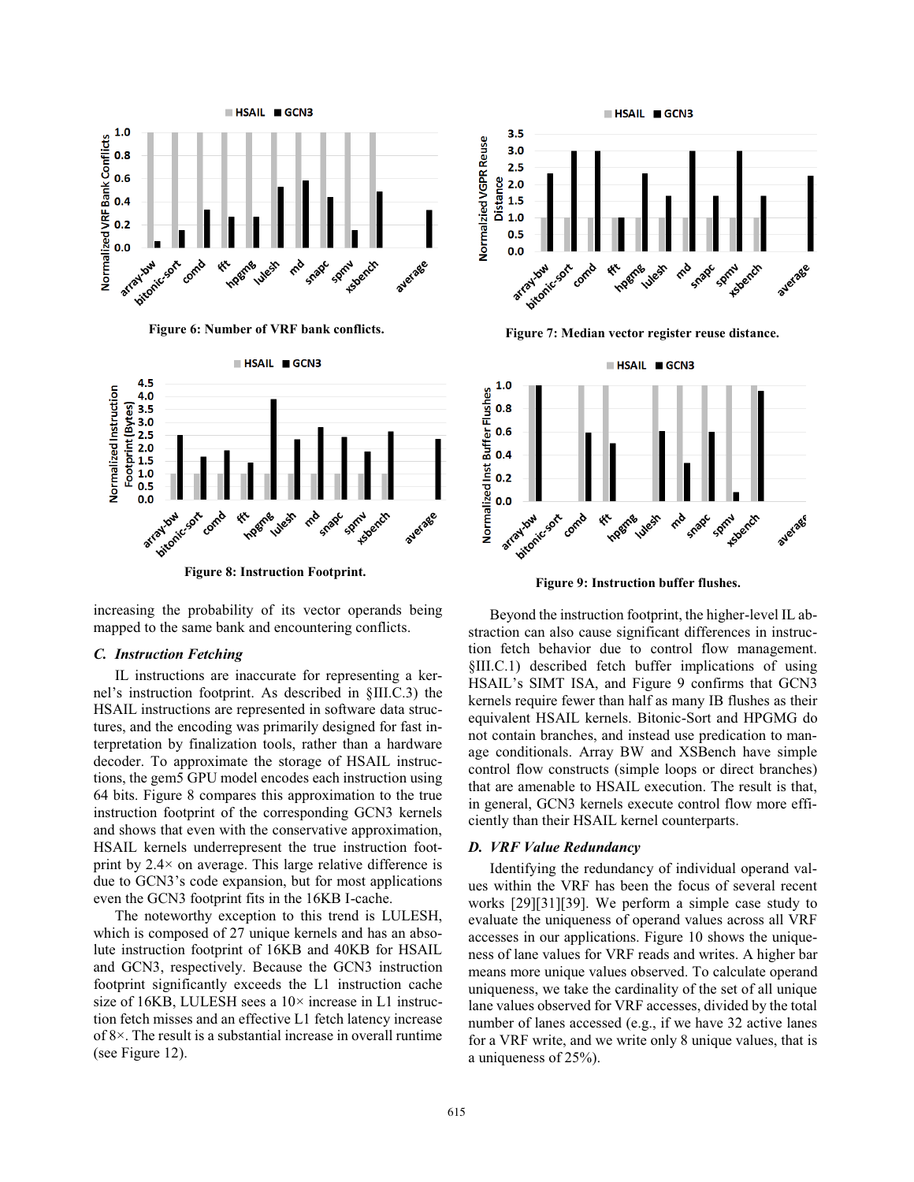Figure 6: Number of VRF bank conflicts.

Figure 7: Median vector register reuse distance.

Figure 8: Instruction Footprint.

Figure 9: Instruction buffer flushes.

increasing the probability of its vector operands being mapped to the same bank and encountering conflicts.

### C. Instruction Fetching

IL instructions are inaccurate for representing a kernel's instruction footprint. As described in §III.C.3) the HSAIL instructions are represented in software data structures, and the encoding was primarily designed for fast interpretation by finalization tools, rather than a hardware decoder. To approximate the storage of HSAIL instructions, the gem5 GPU model encodes each instruction using 64 bits. Figure 8 compares this approximation to the true instruction footprint of the corresponding GCN3 kernels and shows that even with the conservative approximation, HSAIL kernels underrepresent the true instruction footprint by 2.4× on average. This large relative difference is due to GCN3's code expansion, but for most applications even the GCN3 footprint fits in the 16KB I-cache.

The noteworthy exception to this trend is LULESH, which is composed of 27 unique kernels and has an absolute instruction footprint of 16KB and 40KB for HSAIL and GCN3, respectively. Because the GCN3 instruction footprint significantly exceeds the L1 instruction cache size of 16KB, LULESH sees a 10× increase in L1 instruction fetch misses and an effective L1 fetch latency increase of 8×. The result is a substantial increase in overall runtime (see Figure 12).

Beyond the instruction footprint, the higher-level IL abstraction can also cause significant differences in instruction fetch behavior due to control flow management. §III.C.1) described fetch buffer implications of using HSAIL's SIMT ISA, and Figure 9 confirms that GCN3 kernels require fewer than half as many IB flushes as their equivalent HSAIL kernels. Bitonic-Sort and HPGMG do not contain branches, and instead use predication to manage conditionals. Array BW and XSBench have simple control flow constructs (simple loops or direct branches) that are amenable to HSAIL execution. The result is that, in general, GCN3 kernels execute control flow more efficiently than their HSAIL kernel counterparts.

### D. VRF Value Redundancy

Identifying the redundancy of individual operand values within the VRF has been the focus of several recent works [29][31][39]. We perform a simple case study to evaluate the uniqueness of operand values across all VRF accesses in our applications. Figure 10 shows the uniqueness of lane values for VRF reads and writes. A higher bar means more unique values observed. To calculate operand uniqueness, we take the cardinality of the set of all unique lane values observed for VRF accesses, divided by the total number of lanes accessed (e.g., if we have 32 active lanes for a VRF write, and we write only 8 unique values, that is a uniqueness of 25%).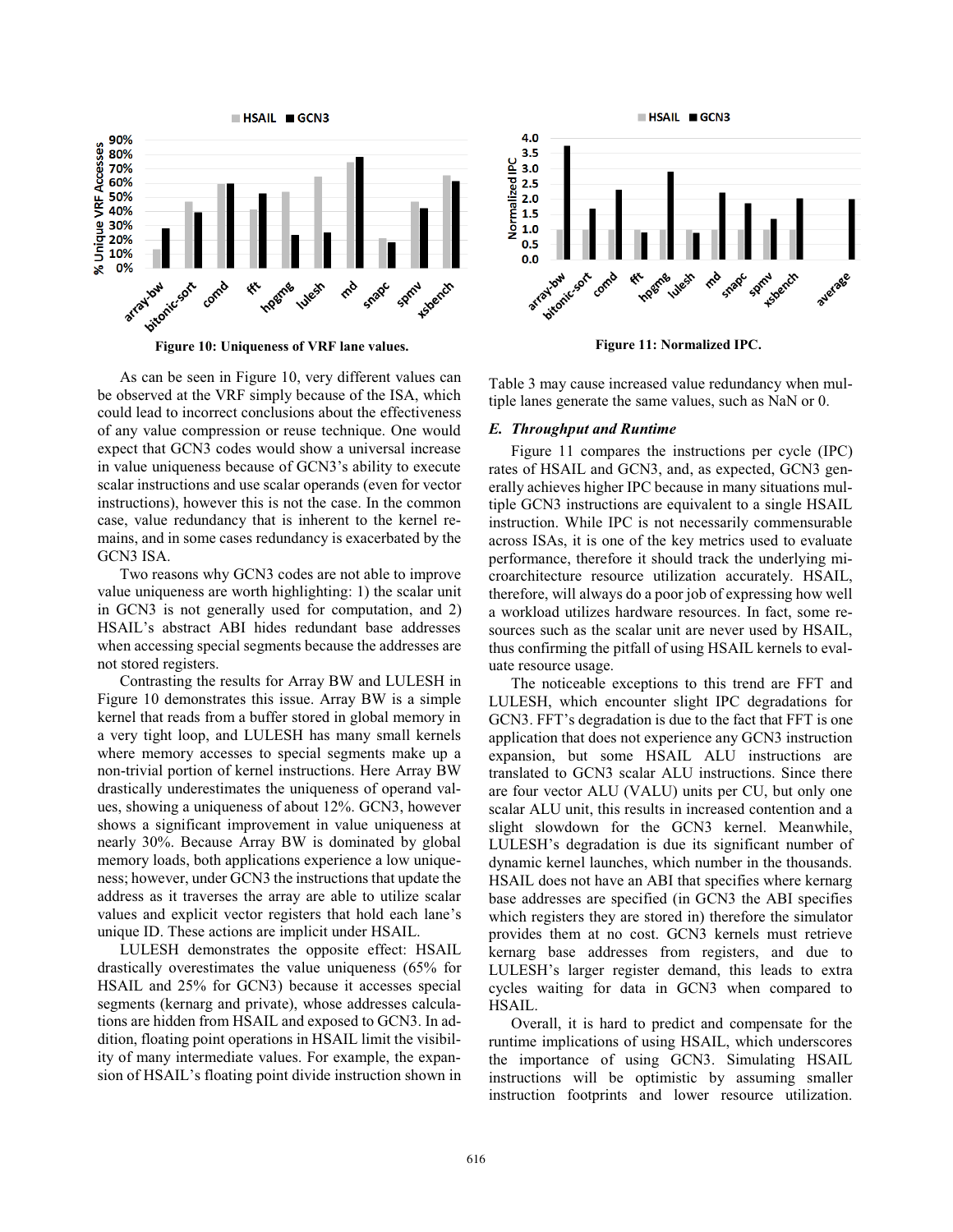Figure 10: Uniqueness of VRF lane values.

Figure 11: Normalized IPC.

As can be seen in Figure 10, very different values can be observed at the VRF simply because of the ISA, which could lead to incorrect conclusions about the effectiveness of any value compression or reuse technique. One would expect that GCN3 codes would show a universal increase in value uniqueness because of GCN3's ability to execute scalar instructions and use scalar operands (even for vector instructions), however this is not the case. In the common case, value redundancy that is inherent to the kernel remains, and in some cases redundancy is exacerbated by the GCN3 ISA.

Two reasons why GCN3 codes are not able to improve value uniqueness are worth highlighting: 1) the scalar unit in GCN3 is not generally used for computation, and 2) HSAIL's abstract ABI hides redundant base addresses when accessing special segments because the addresses are not stored registers.

Contrasting the results for Array BW and LULESH in Figure 10 demonstrates this issue. Array BW is a simple kernel that reads from a buffer stored in global memory in a very tight loop, and LULESH has many small kernels where memory accesses to special segments make up a non-trivial portion of kernel instructions. Here Array BW drastically underestimates the uniqueness of operand values, showing a uniqueness of about 12%. GCN3, however shows a significant improvement in value uniqueness at nearly 30%. Because Array BW is dominated by global memory loads, both applications experience a low uniqueness; however, under GCN3 the instructions that update the address as it traverses the array are able to utilize scalar values and explicit vector registers that hold each lane's unique ID. These actions are implicit under HSAIL.

LULESH demonstrates the opposite effect: HSAIL drastically overestimates the value uniqueness (65% for HSAIL and 25% for GCN3) because it accesses special segments (kernarg and private), whose addresses calculations are hidden from HSAIL and exposed to GCN3. In addition, floating point operations in HSAIL limit the visibility of many intermediate values. For example, the expansion of HSAIL's floating point divide instruction shown in Table 3 may cause increased value redundancy when multiple lanes generate the same values, such as NaN or 0.

### *E. Throughput and Runtime*

Figure 11 compares the instructions per cycle (IPC) rates of HSAIL and GCN3, and, as expected, GCN3 generally achieves higher IPC because in many situations multiple GCN3 instructions are equivalent to a single HSAIL instruction. While IPC is not necessarily commensurable across ISAs, it is one of the key metrics used to evaluate performance, therefore it should track the underlying microarchitecture resource utilization accurately. HSAIL, therefore, will always do a poor job of expressing how well a workload utilizes hardware resources. In fact, some resources such as the scalar unit are never used by HSAIL, thus confirming the pitfall of using HSAIL kernels to evaluate resource usage.

The noticeable exceptions to this trend are FFT and LULESH, which encounter slight IPC degradations for GCN3. FFT's degradation is due to the fact that FFT is one application that does not experience any GCN3 instruction expansion, but some HSAIL ALU instructions are translated to GCN3 scalar ALU instructions. Since there are four vector ALU (VALU) units per CU, but only one scalar ALU unit, this results in increased contention and a slight slowdown for the GCN3 kernel. Meanwhile, LULESH's degradation is due its significant number of dynamic kernel launches, which number in the thousands. HSAIL does not have an ABI that specifies where kernarg base addresses are specified (in GCN3 the ABI specifies which registers they are stored in) therefore the simulator provides them at no cost. GCN3 kernels must retrieve kernarg base addresses from registers, and due to LULESH's larger register demand, this leads to extra cycles waiting for data in GCN3 when compared to HSAIL.

Overall, it is hard to predict and compensate for the runtime implications of using HSAIL, which underscores the importance of using GCN3. Simulating HSAIL instructions will be optimistic by assuming smaller instruction footprints and lower resource utilization.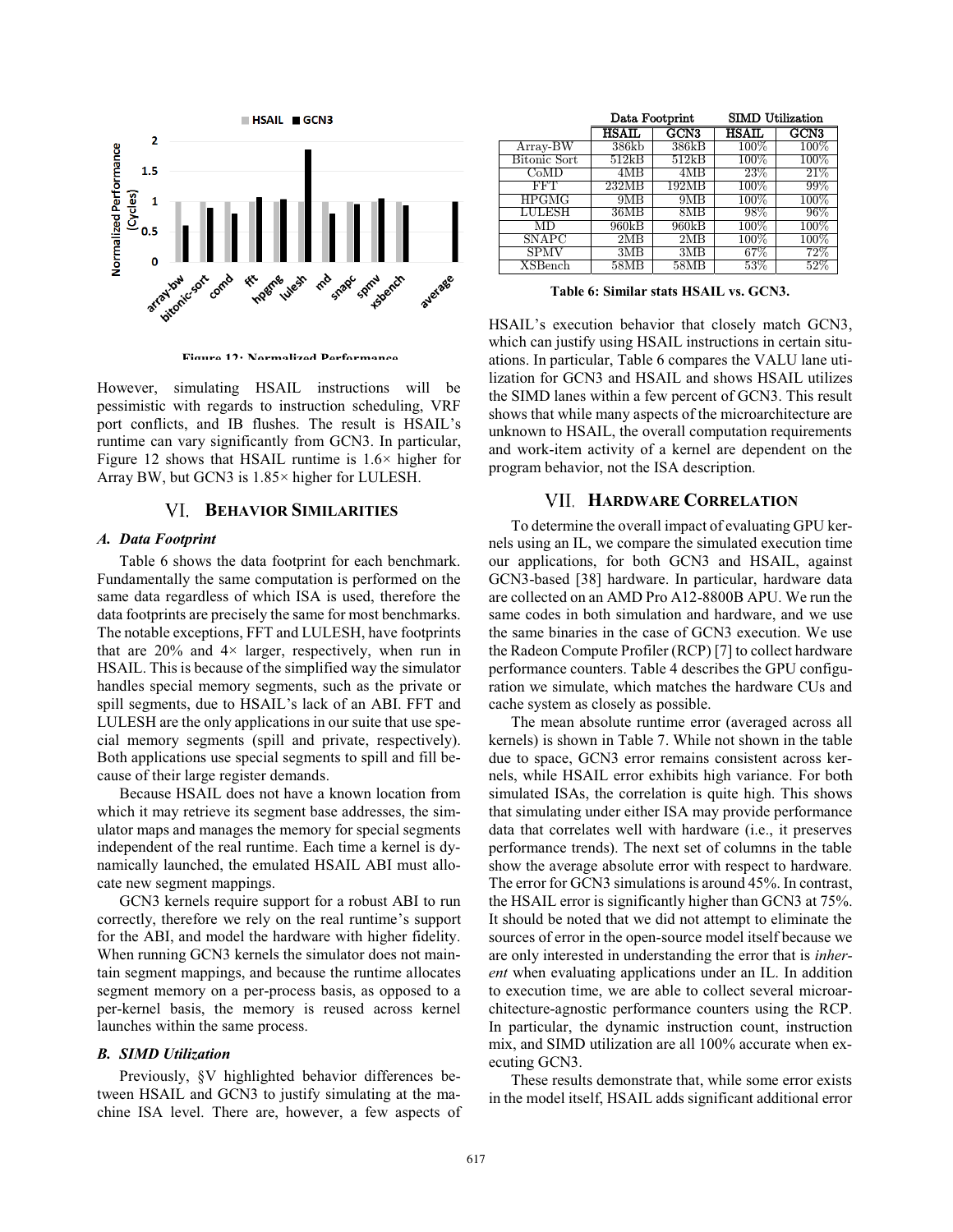Figure 12: Normalized Performance

However, simulating HSAIL instructions will be pessimistic with regards to instruction scheduling, VRF port conflicts, and IB flushes. The result is HSAIL's runtime can vary significantly from GCN3. In particular, Figure 12 shows that HSAIL runtime is 1.6× higher for Array BW, but GCN3 is 1.85× higher for LULESH.

## VI. Behavior Similarities

### A. Data Footprint

Table 6 shows the data footprint for each benchmark. Fundamentally the same computation is performed on the same data regardless of which ISA is used, therefore the data footprints are precisely the same for most benchmarks. The notable exceptions, FFT and LULESH, have footprints that are 20% and 4× larger, respectively, when run in HSAIL. This is because of the simplified way the simulator handles special memory segments, such as the private or spill segments, due to HSAIL's lack of an ABI. FFT and LULESH are the only applications in our suite that use special memory segments (spill and private, respectively). Both applications use special segments to spill and fill because of their large register demands.

Because HSAIL does not have a known location from which it may retrieve its segment base addresses, the simulator maps and manages the memory for special segments independent of the real runtime. Each time a kernel is dynamically launched, the emulated HSAIL ABI must allocate new segment mappings.

GCN3 kernels require support for a robust ABI to run correctly, therefore we rely on the real runtime's support for the ABI, and model the hardware with higher fidelity. When running GCN3 kernels the simulator does not maintain segment mappings, and because the runtime allocates segment memory on a per-process basis, as opposed to a per-kernel basis, the memory is reused across kernel launches within the same process.

### B. SIMD Utilization

Previously, §V highlighted behavior differences between HSAIL and GCN3 to justify simulating at the machine ISA level. There are, however, a few aspects of HSAIL's execution behavior that closely match GCN3, which can justify using HSAIL instructions in certain situations. In particular, Table 6 compares the VALU lane utilization for GCN3 and HSAIL and shows HSAIL utilizes the SIMD lanes within a few percent of GCN3. This result shows that while many aspects of the microarchitecture are unknown to HSAIL, the overall computation requirements and work-item activity of a kernel are dependent on the program behavior, not the ISA description.

| | Data Footprint | | SIMD Utilization | |
|---|---|---|---|---|
| | HSAIL | GCN3 | HSAIL | GCN3 |
| Array-BW | 386kb | 386kB | 100% | 100% |
| Bitonic Sort | 512kB | 512kB | 100% | 100% |
| CoMD | 4MB | 4MB | 23% | 21% |
| FFT | 232MB | 192MB | 100% | 99% |
| HPGMG | 9MB | 9MB | 100% | 100% |
| LULESH | 36MB | 8MB | 98% | 96% |
| MD | 960kB | 960kB | 100% | 100% |
| SNAPC | 2MB | 2MB | 100% | 100% |
| SPMV | 3MB | 3MB | 67% | 72% |
| XSBench | 58MB | 58MB | 53% | 52% |

**Table 6: Similar stats HSAIL vs. GCN3.**

## VII. Hardware Correlation

To determine the overall impact of evaluating GPU kernels using an IL, we compare the simulated execution time our applications, for both GCN3 and HSAIL, against GCN3-based [38] hardware. In particular, hardware data are collected on an AMD Pro A12-8800B APU. We run the same codes in both simulation and hardware, and we use the same binaries in the case of GCN3 execution. We use the Radeon Compute Profiler (RCP) [7] to collect hardware performance counters. Table 4 describes the GPU configuration we simulate, which matches the hardware CUs and cache system as closely as possible.

The mean absolute runtime error (averaged across all kernels) is shown in Table 7. While not shown in the table due to space, GCN3 error remains consistent across kernels, while HSAIL error exhibits high variance. For both simulated ISAs, the correlation is quite high. This shows that simulating under either ISA may provide performance data that correlates well with hardware (i.e., it preserves performance trends). The next set of columns in the table show the average absolute error with respect to hardware. The error for GCN3 simulations is around 45%. In contrast, the HSAIL error is significantly higher than GCN3 at 75%. It should be noted that we did not attempt to eliminate the sources of error in the open-source model itself because we are only interested in understanding the error that is *inherent* when evaluating applications under an IL. In addition to execution time, we are able to collect several microarchitecture-agnostic performance counters using the RCP. In particular, the dynamic instruction count, instruction mix, and SIMD utilization are all 100% accurate when executing GCN3.

These results demonstrate that, while some error exists in the model itself, HSAIL adds significant additional error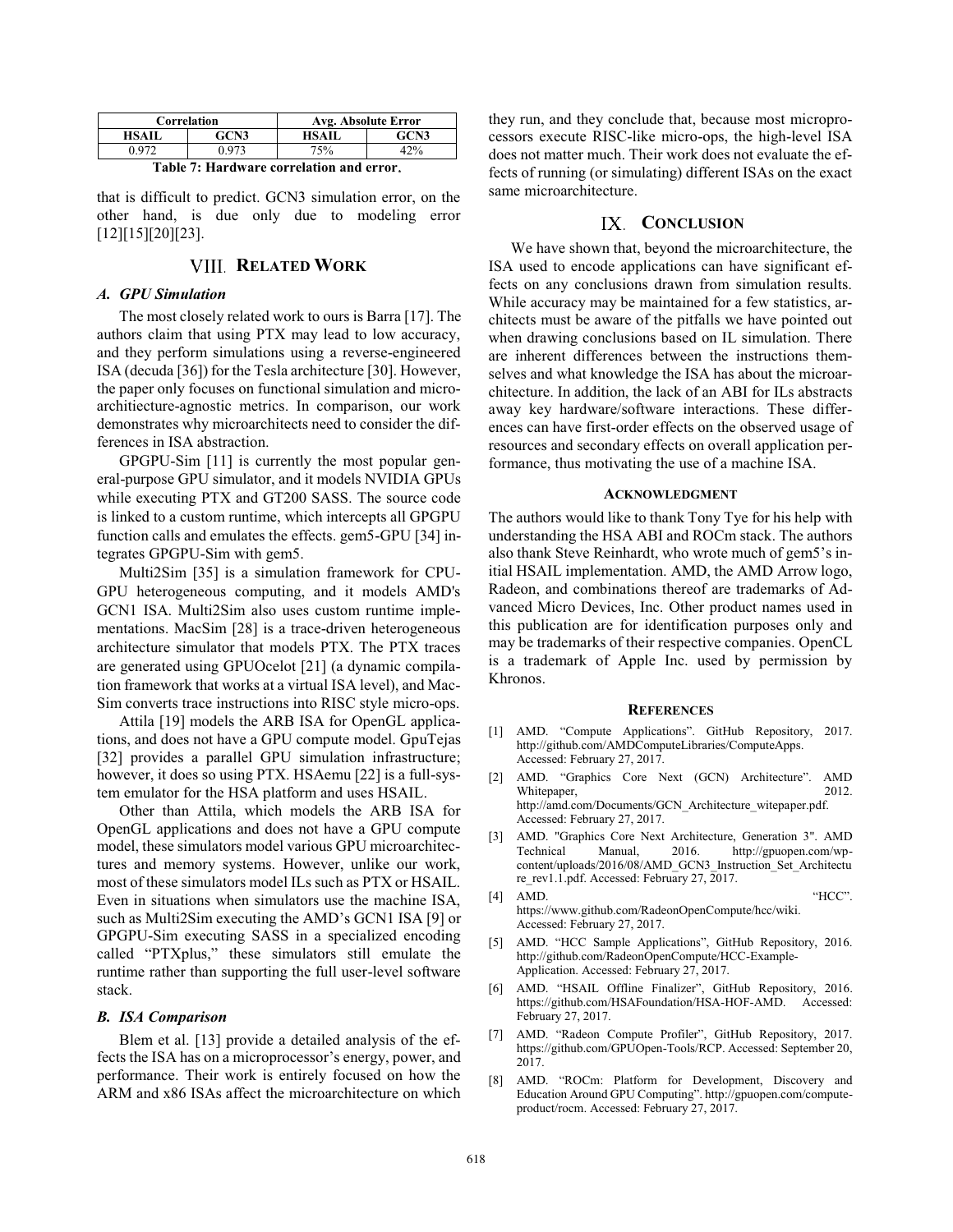| Correlation | | Avg. Absolute Error | |
|---|---|---|---|
| HSAIL | GCN3 | HSAIL | GCN3 |
| 0.972 | 0.973 | 75% | 42% |

**Table 7: Hardware correlation and error.**

that is difficult to predict. GCN3 simulation error, on the other hand, is due only due to modeling error [12][15][20][23].

## VIII. Related Work

### A. GPU Simulation

The most closely related work to ours is Barra [17]. The authors claim that using PTX may lead to low accuracy, and they perform simulations using a reverse-engineered ISA (decuda [36]) for the Tesla architecture [30]. However, the paper only focuses on functional simulation and microarchitiecture-agnostic metrics. In comparison, our work demonstrates why microarchitects need to consider the differences in ISA abstraction.

GPGPU-Sim [11] is currently the most popular general-purpose GPU simulator, and it models NVIDIA GPUs while executing PTX and GT200 SASS. The source code is linked to a custom runtime, which intercepts all GPGPU function calls and emulates the effects. gem5-GPU [34] integrates GPGPU-Sim with gem5.

Multi2Sim [35] is a simulation framework for CPU-GPU heterogeneous computing, and it models AMD's GCN1 ISA. Multi2Sim also uses custom runtime implementations. MacSim [28] is a trace-driven heterogeneous architecture simulator that models PTX. The PTX traces are generated using GPUOcelot [21] (a dynamic compilation framework that works at a virtual ISA level), and MacSim converts trace instructions into RISC style micro-ops.

Attila [19] models the ARB ISA for OpenGL applications, and does not have a GPU compute model. GpuTejas [32] provides a parallel GPU simulation infrastructure; however, it does so using PTX. HSAemu [22] is a full-system emulator for the HSA platform and uses HSAIL.

Other than Attila, which models the ARB ISA for OpenGL applications and does not have a GPU compute model, these simulators model various GPU microarchitectures and memory systems. However, unlike our work, most of these simulators model ILs such as PTX or HSAIL. Even in situations when simulators use the machine ISA, such as Multi2Sim executing the AMD's GCN1 ISA [9] or GPGPU-Sim executing SASS in a specialized encoding called "PTXplus," these simulators still emulate the runtime rather than supporting the full user-level software stack.

### B. ISA Comparison

Blem et al. [13] provide a detailed analysis of the effects the ISA has on a microprocessor's energy, power, and performance. Their work is entirely focused on how the ARM and x86 ISAs affect the microarchitecture on which they run, and they conclude that, because most microprocessors execute RISC-like micro-ops, the high-level ISA does not matter much. Their work does not evaluate the effects of running (or simulating) different ISAs on the exact same microarchitecture.

## IX. Conclusion

We have shown that, beyond the microarchitecture, the ISA used to encode applications can have significant effects on any conclusions drawn from simulation results. While accuracy may be maintained for a few statistics, architects must be aware of the pitfalls we have pointed out when drawing conclusions based on IL simulation. There are inherent differences between the instructions themselves and what knowledge the ISA has about the microarchitecture. In addition, the lack of an ABI for ILs abstracts away key hardware/software interactions. These differences can have first-order effects on the observed usage of resources and secondary effects on overall application performance, thus motivating the use of a machine ISA.

### Acknowledgment

The authors would like to thank Tony Tye for his help with understanding the HSA ABI and ROCm stack. The authors also thank Steve Reinhardt, who wrote much of gem5's initial HSAIL implementation. AMD, the AMD Arrow logo, Radeon, and combinations thereof are trademarks of Advanced Micro Devices, Inc. Other product names used in this publication are for identification purposes only and may be trademarks of their respective companies. OpenCL is a trademark of Apple Inc. used by permission by Khronos.

### References

[1] AMD. "Compute Applications". GitHub Repository, 2017. http://github.com/AMDComputeLibraries/ComputeApps. Accessed: February 27, 2017.

[2] AMD. "Graphics Core Next (GCN) Architecture". AMD Whitepaper, 2012. http://amd.com/Documents/GCN_Architecture_witepaper.pdf. Accessed: February 27, 2017.

[3] AMD. "Graphics Core Next Architecture, Generation 3". AMD Technical Manual, 2016. http://gpuopen.com/wp-content/uploads/2016/08/AMD_GCN3_Instruction_Set_Architecture_rev1.1.pdf. Accessed: February 27, 2017.

[4] AMD. "HCC". https://www.github.com/RadeonOpenCompute/hcc/wiki. Accessed: February 27, 2017.

[5] AMD. "HCC Sample Applications", GitHub Repository, 2016. http://github.com/RadeonOpenCompute/HCC-Example-Application. Accessed: February 27, 2017.

[6] AMD. "HSAIL Offline Finalizer", GitHub Repository, 2016. https://github.com/HSAFoundation/HSA-HOF-AMD. Accessed: February 27, 2017.

[7] AMD. "Radeon Compute Profiler", GitHub Repository, 2017. https://github.com/GPUOpen-Tools/RCP. Accessed: September 20, 2017.

[8] AMD. "ROCm: Platform for Development, Discovery and Education Around GPU Computing". http://gpuopen.com/compute-product/rocm. Accessed: February 27, 2017.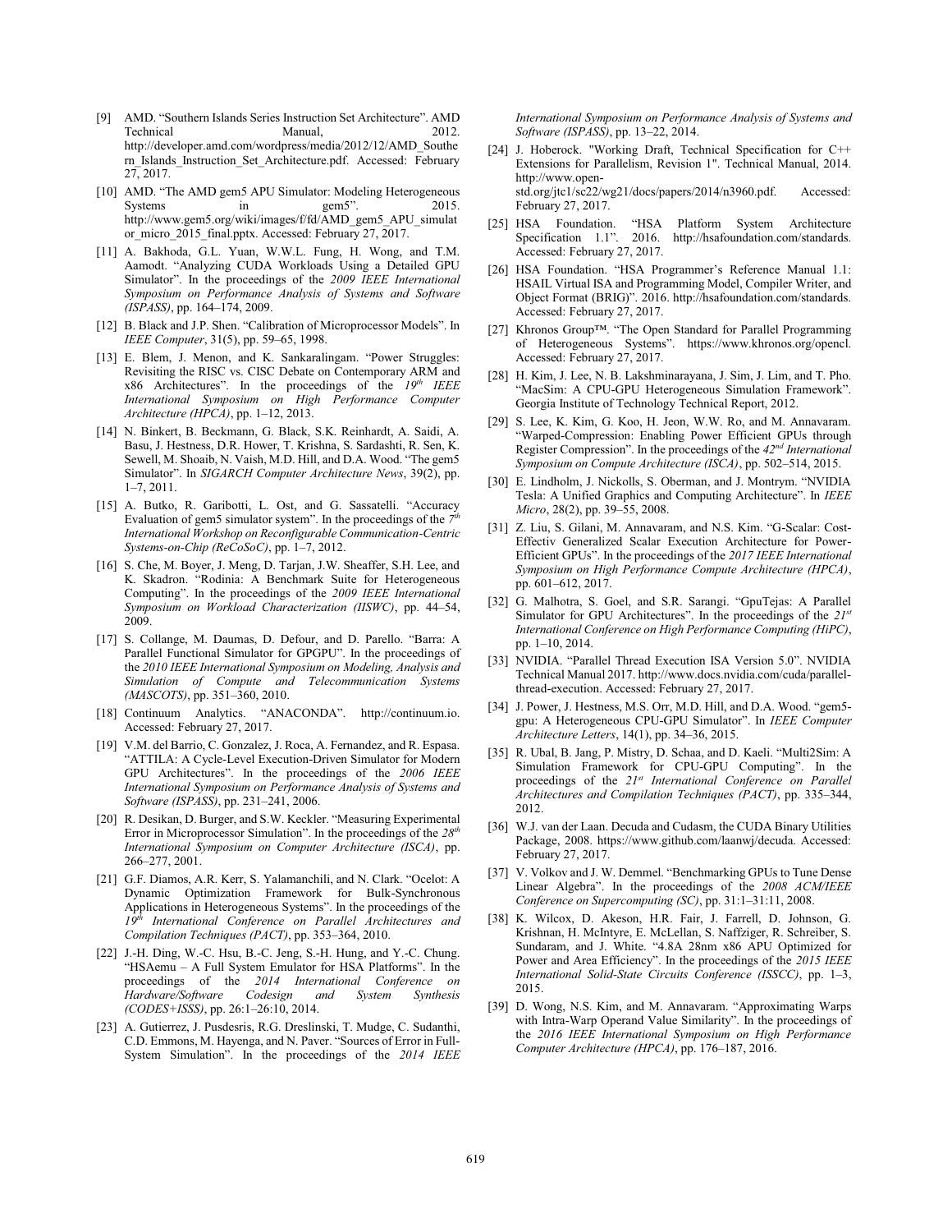[9] AMD. "Southern Islands Series Instruction Set Architecture". AMD Technical Manual, 2012. http://developer.amd.com/wordpress/media/2012/12/AMD_Southern_Islands_Instruction_Set_Architecture.pdf. Accessed: February 27, 2017.

[10] AMD. "The AMD gem5 APU Simulator: Modeling Heterogeneous Systems in gem5". 2015. http://www.gem5.org/wiki/images/f/fd/AMD_gem5_APU_simulator_micro_2015_final.pptx. Accessed: February 27, 2017.

[11] A. Bakhoda, G.L. Yuan, W.W.L. Fung, H. Wong, and T.M. Aamodt. "Analyzing CUDA Workloads Using a Detailed GPU Simulator". In the proceedings of the *2009 IEEE International Symposium on Performance Analysis of Systems and Software (ISPASS)*, pp. 164–174, 2009.

[12] B. Black and J.P. Shen. "Calibration of Microprocessor Models". In *IEEE Computer*, 31(5), pp. 59–65, 1998.

[13] E. Blem, J. Menon, and K. Sankaralingam. "Power Struggles: Revisiting the RISC vs. CISC Debate on Contemporary ARM and x86 Architectures". In the proceedings of the *19th IEEE International Symposium on High Performance Computer Architecture (HPCA)*, pp. 1–12, 2013.

[14] N. Binkert, B. Beckmann, G. Black, S.K. Reinhardt, A. Saidi, A. Basu, J. Hestness, D.R. Hower, T. Krishna, S. Sardashti, R. Sen, K. Sewell, M. Shoaib, N. Vaish, M.D. Hill, and D.A. Wood. "The gem5 Simulator". In *SIGARCH Computer Architecture News*, 39(2), pp. 1–7, 2011.

[15] A. Butko, R. Garibotti, L. Ost, and G. Sassatelli. "Accuracy Evaluation of gem5 simulator system". In the proceedings of the *7th International Workshop on Reconfigurable Communication-Centric Systems-on-Chip (ReCoSoC)*, pp. 1–7, 2012.

[16] S. Che, M. Boyer, J. Meng, D. Tarjan, J.W. Sheaffer, S.H. Lee, and K. Skadron. "Rodinia: A Benchmark Suite for Heterogeneous Computing". In the proceedings of the *2009 IEEE International Symposium on Workload Characterization (IISWC)*, pp. 44–54, 2009.

[17] S. Collange, M. Daumas, D. Defour, and D. Parello. "Barra: A Parallel Functional Simulator for GPGPU". In the proceedings of the *2010 IEEE International Symposium on Modeling, Analysis and Simulation of Compute and Telecommunication Systems (MASCOTS)*, pp. 351–360, 2010.

[18] Continuum Analytics. "ANACONDA". http://continuum.io. Accessed: February 27, 2017.

[19] V.M. del Barrio, C. Gonzalez, J. Roca, A. Fernandez, and R. Espasa. "ATTILA: A Cycle-Level Execution-Driven Simulator for Modern GPU Architectures". In the proceedings of the *2006 IEEE International Symposium on Performance Analysis of Systems and Software (ISPASS)*, pp. 231–241, 2006.

[20] R. Desikan, D. Burger, and S.W. Keckler. "Measuring Experimental Error in Microprocessor Simulation". In the proceedings of the *28th International Symposium on Computer Architecture (ISCA)*, pp. 266–277, 2001.

[21] G.F. Diamos, A.R. Kerr, S. Yalamanchili, and N. Clark. "Ocelot: A Dynamic Optimization Framework for Bulk-Synchronous Applications in Heterogeneous Systems". In the proceedings of the *19th International Conference on Parallel Architectures and Compilation Techniques (PACT)*, pp. 353–364, 2010.

[22] J.-H. Ding, W.-C. Hsu, B.-C. Jeng, S.-H. Hung, and Y.-C. Chung. "HSAemu – A Full System Emulator for HSA Platforms". In the proceedings of the *2014 International Conference on Hardware/Software Codesign and System Synthesis (CODES+ISSS)*, pp. 26:1–26:10, 2014.

[23] A. Gutierrez, J. Pusdesris, R.G. Dreslinski, T. Mudge, C. Sudanthi, C.D. Emmons, M. Hayenga, and N. Paver. "Sources of Error in Full-System Simulation". In the proceedings of the *2014 IEEE International Symposium on Performance Analysis of Systems and Software (ISPASS)*, pp. 13–22, 2014.

[24] J. Hoberock. "Working Draft, Technical Specification for C++ Extensions for Parallelism, Revision 1". Technical Manual, 2014. http://www.open-std.org/jtc1/sc22/wg21/docs/papers/2014/n3960.pdf. Accessed: February 27, 2017.

[25] HSA Foundation. "HSA Platform System Architecture Specification 1.1". 2016. http://hsafoundation.com/standards. Accessed: February 27, 2017.

[26] HSA Foundation. "HSA Programmer's Reference Manual 1.1: HSAIL Virtual ISA and Programming Model, Compiler Writer, and Object Format (BRIG)". 2016. http://hsafoundation.com/standards. Accessed: February 27, 2017.

[27] Khronos Group™. "The Open Standard for Parallel Programming of Heterogeneous Systems". https://www.khronos.org/opencl. Accessed: February 27, 2017.

[28] H. Kim, J. Lee, N. B. Lakshminarayana, J. Sim, J. Lim, and T. Pho. "MacSim: A CPU-GPU Heterogeneous Simulation Framework". Georgia Institute of Technology Technical Report, 2012.

[29] S. Lee, K. Kim, G. Koo, H. Jeon, W.W. Ro, and M. Annavaram. "Warped-Compression: Enabling Power Efficient GPUs through Register Compression". In the proceedings of the *42nd International Symposium on Compute Architecture (ISCA)*, pp. 502–514, 2015.

[30] E. Lindholm, J. Nickolls, S. Oberman, and J. Montrym. "NVIDIA Tesla: A Unified Graphics and Computing Architecture". In *IEEE Micro*, 28(2), pp. 39–55, 2008.

[31] Z. Liu, S. Gilani, M. Annavaram, and N.S. Kim. "G-Scalar: Cost-Effectiv Generalized Scalar Execution Architecture for Power-Efficient GPUs". In the proceedings of the *2017 IEEE International Symposium on High Performance Compute Architecture (HPCA)*, pp. 601–612, 2017.

[32] G. Malhotra, S. Goel, and S.R. Sarangi. "GpuTejas: A Parallel Simulator for GPU Architectures". In the proceedings of the *21st International Conference on High Performance Computing (HiPC)*, pp. 1–10, 2014.

[33] NVIDIA. "Parallel Thread Execution ISA Version 5.0". NVIDIA Technical Manual 2017. http://www.docs.nvidia.com/cuda/parallel-thread-execution. Accessed: February 27, 2017.

[34] J. Power, J. Hestness, M.S. Orr, M.D. Hill, and D.A. Wood. "gem5-gpu: A Heterogeneous CPU-GPU Simulator". In *IEEE Computer Architecture Letters*, 14(1), pp. 34–36, 2015.

[35] R. Ubal, B. Jang, P. Mistry, D. Schaa, and D. Kaeli. "Multi2Sim: A Simulation Framework for CPU-GPU Computing". In the proceedings of the *21st International Conference on Parallel Architectures and Compilation Techniques (PACT)*, pp. 335–344, 2012.

[36] W.J. van der Laan. Decuda and Cudasm, the CUDA Binary Utilities Package, 2008. https://www.github.com/laanwj/decuda. Accessed: February 27, 2017.

[37] V. Volkov and J. W. Demmel. "Benchmarking GPUs to Tune Dense Linear Algebra". In the proceedings of the *2008 ACM/IEEE Conference on Supercomputing (SC)*, pp. 31:1–31:11, 2008.

[38] K. Wilcox, D. Akeson, H.R. Fair, J. Farrell, D. Johnson, G. Krishnan, H. McIntyre, E. McLellan, S. Naffziger, R. Schreiber, S. Sundaram, and J. White. "4.8A 28nm x86 APU Optimized for Power and Area Efficiency". In the proceedings of the *2015 IEEE International Solid-State Circuits Conference (ISSCC)*, pp. 1–3, 2015.

[39] D. Wong, N.S. Kim, and M. Annavaram. "Approximating Warps with Intra-Warp Operand Value Similarity". In the proceedings of the *2016 IEEE International Symposium on High Performance Computer Architecture (HPCA)*, pp. 176–187, 2016.